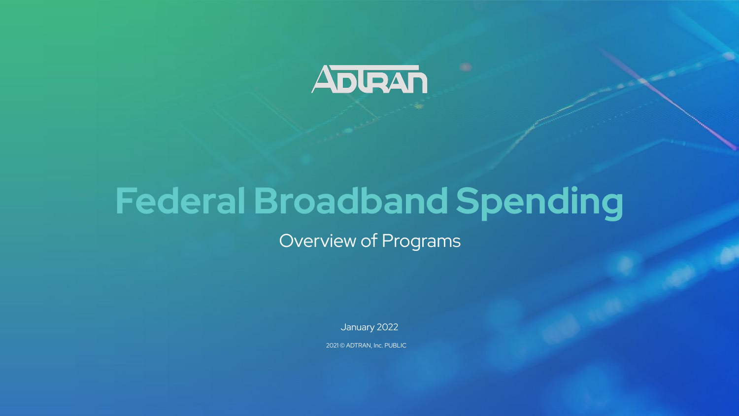ADTRAN

# Federal Broadband Spending

## Overview of Programs

January 2022

2021 © ADTRAN, Inc. PUBLIC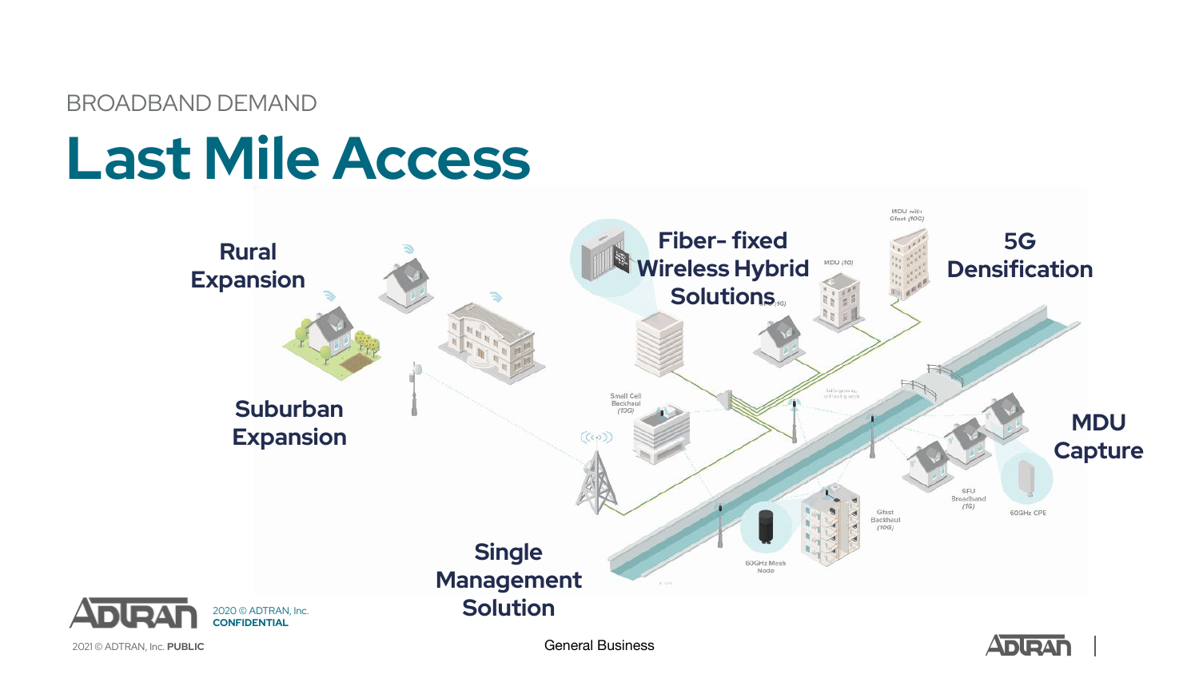BROADBAND DEMAND

# Last Mile Access

**Rural Expansion**

**Fiber- fixed Wireless Hybrid Solutions**

**5G Densification**

**Suburban Expansion**

**MDU Capture**

**Single Management Solution**

MDU with Gfast (10G)

MDU (1G)

SFU (1G)

Small Cell Backhaul (10G)

SFU Broadband (1G)

60GHz CPE

Gfast Backhaul (10G)

60GHz Mesh Node

2020 © ADTRAN, Inc. **CONFIDENTIAL**

2021 © ADTRAN, Inc. **PUBLIC**

General Business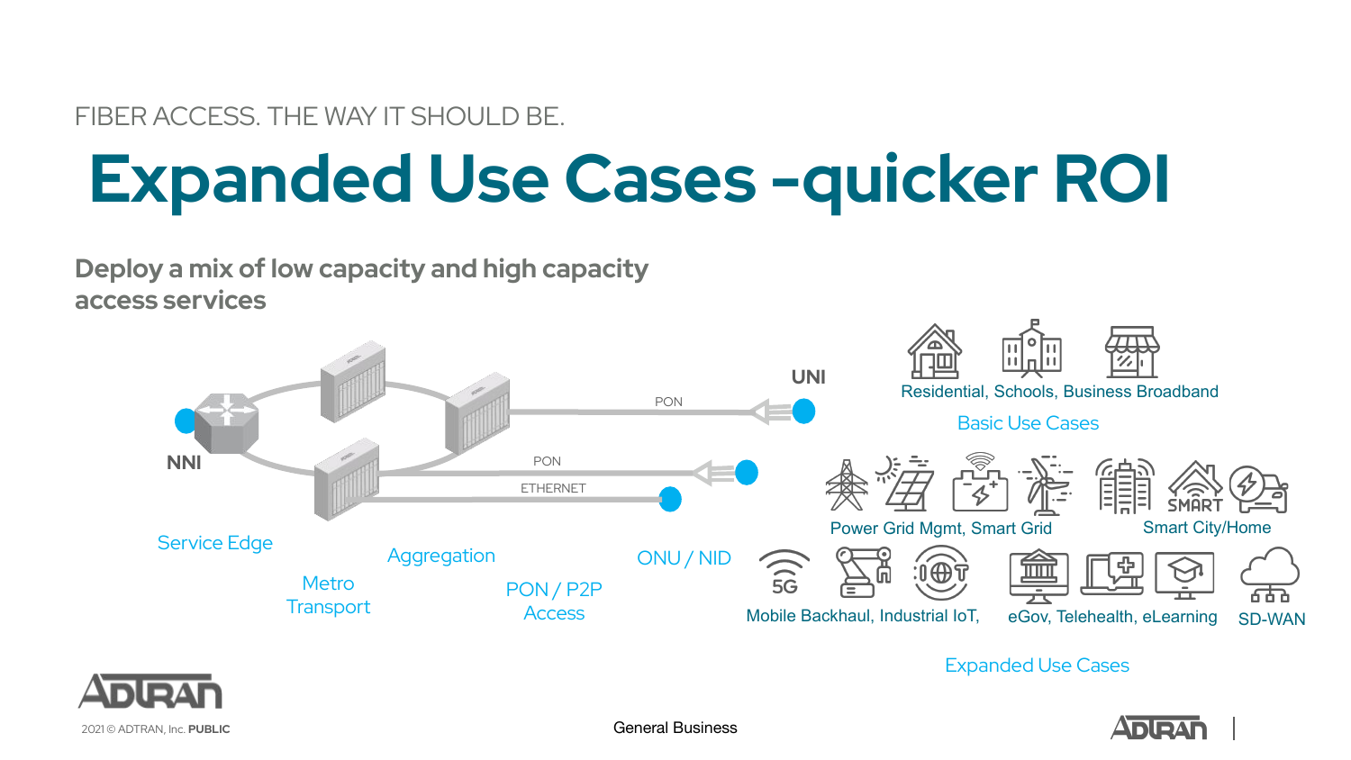FIBER ACCESS. THE WAY IT SHOULD BE.

# Expanded Use Cases –quicker ROI

**Deploy a mix of low capacity and high capacity access services**

NNI

UNI

PON

PON

ETHERNET

Service Edge

Metro Transport

Aggregation

PON / P2P Access

ONU / NID

Residential, Schools, Business Broadband

Basic Use Cases

Power Grid Mgmt, Smart Grid

Smart City/Home

Mobile Backhaul, Industrial IoT,

eGov, Telehealth, eLearning

SD-WAN

Expanded Use Cases

2021 © ADTRAN, Inc. **PUBLIC**

General Business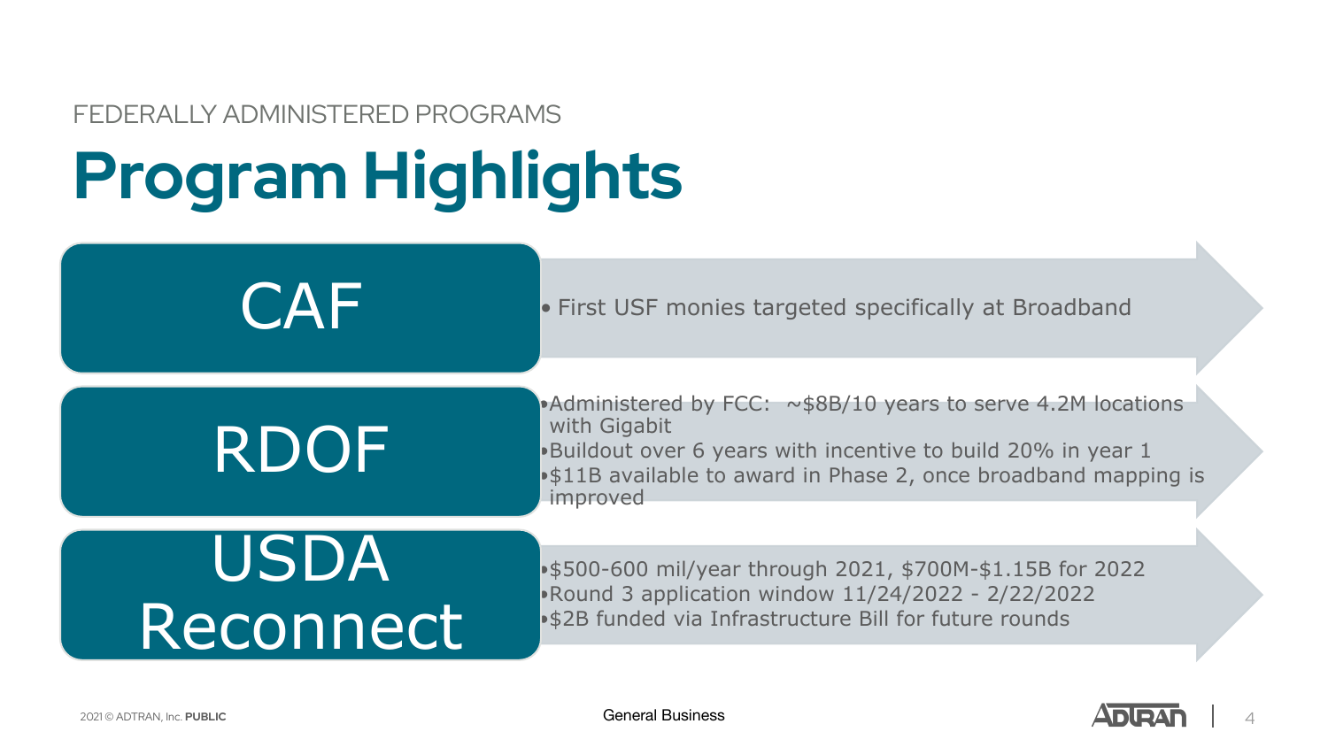FEDERALLY ADMINISTERED PROGRAMS

# Program Highlights

## CAF

- First USF monies targeted specifically at Broadband

## RDOF

- Administered by FCC: ~$8B/10 years to serve 4.2M locations with Gigabit
- Buildout over 6 years with incentive to build 20% in year 1
- $11B available to award in Phase 2, once broadband mapping is improved

## USDA Reconnect

- $500-600 mil/year through 2021, $700M-$1.15B for 2022
- Round 3 application window 11/24/2022 - 2/22/2022
- $2B funded via Infrastructure Bill for future rounds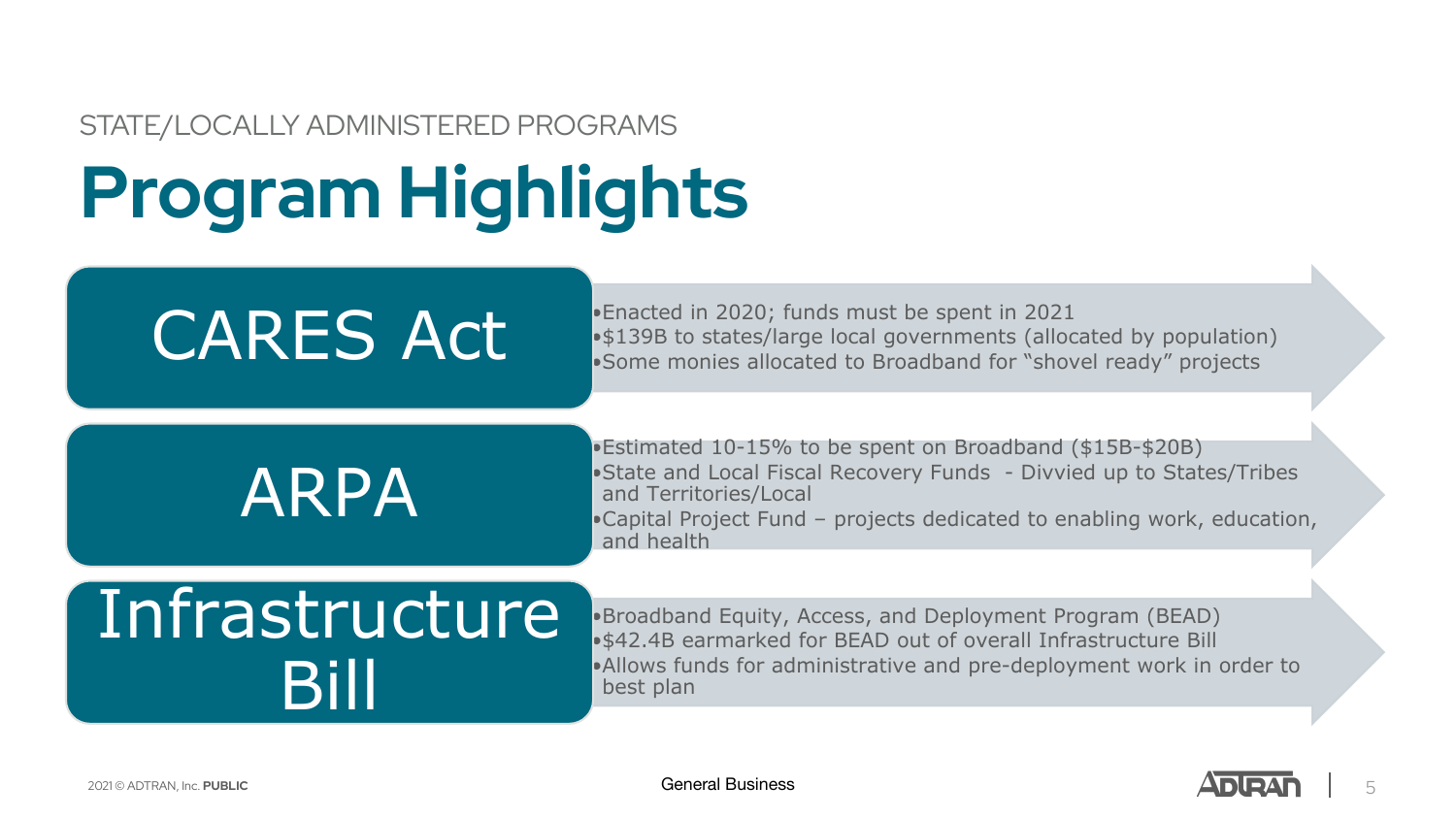STATE/LOCALLY ADMINISTERED PROGRAMS

# Program Highlights

## CARES Act

- Enacted in 2020; funds must be spent in 2021
- $139B to states/large local governments (allocated by population)
- Some monies allocated to Broadband for "shovel ready" projects

## ARPA

- Estimated 10-15% to be spent on Broadband ($15B-$20B)
- State and Local Fiscal Recovery Funds - Divvied up to States/Tribes and Territories/Local
- Capital Project Fund – projects dedicated to enabling work, education, and health

## Infrastructure Bill

- Broadband Equity, Access, and Deployment Program (BEAD)
- $42.4B earmarked for BEAD out of overall Infrastructure Bill
- Allows funds for administrative and pre-deployment work in order to best plan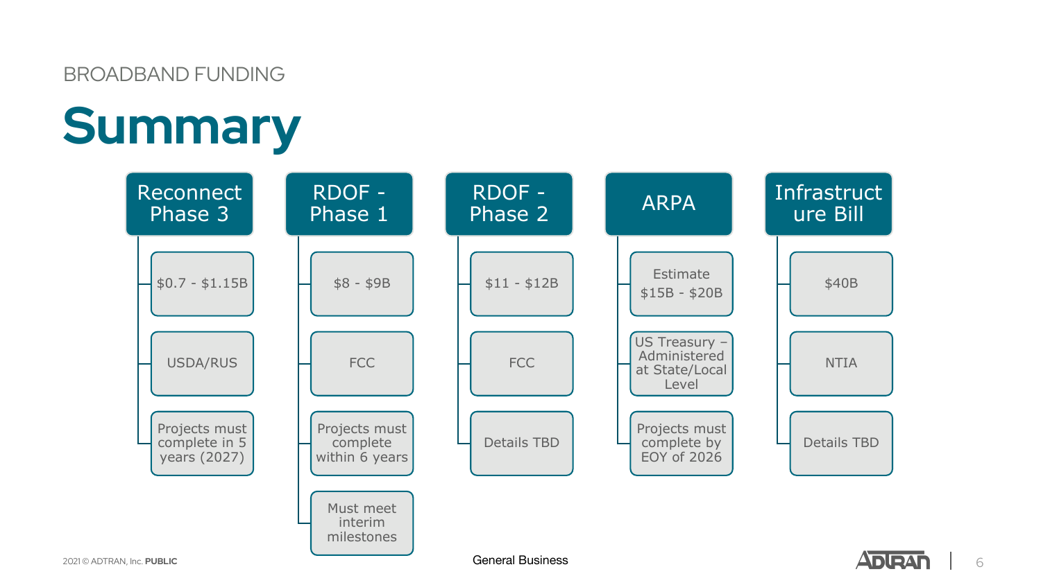BROADBAND FUNDING

# Summary

| Reconnect Phase 3 | RDOF - Phase 1 | RDOF - Phase 2 | ARPA | Infrastructure Bill |
|---|---|---|---|---|
| $0.7 - $1.15B | $8 - $9B | $11 - $12B | Estimate $15B - $20B | $40B |
| USDA/RUS | FCC | FCC | US Treasury – Administered at State/Local Level | NTIA |
| Projects must complete in 5 years (2027) | Projects must complete within 6 years | Details TBD | Projects must complete by EOY of 2026 | Details TBD |
| | Must meet interim milestones | | | |

2021 © ADTRAN, Inc. **PUBLIC**

General Business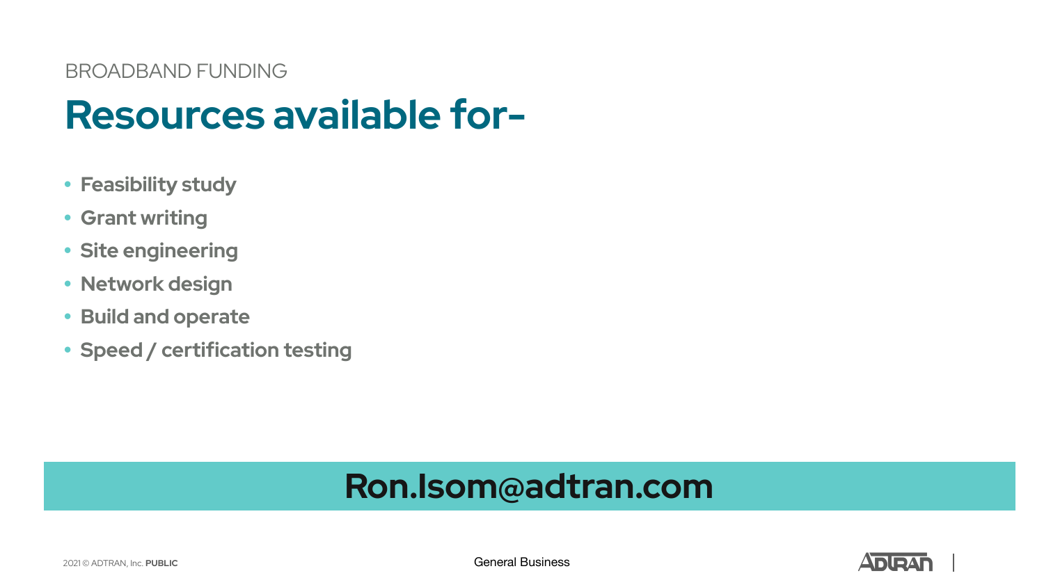BROADBAND FUNDING

# Resources available for–

- Feasibility study
- Grant writing
- Site engineering
- Network design
- Build and operate
- Speed / certification testing

**Ron.Isom@adtran.com**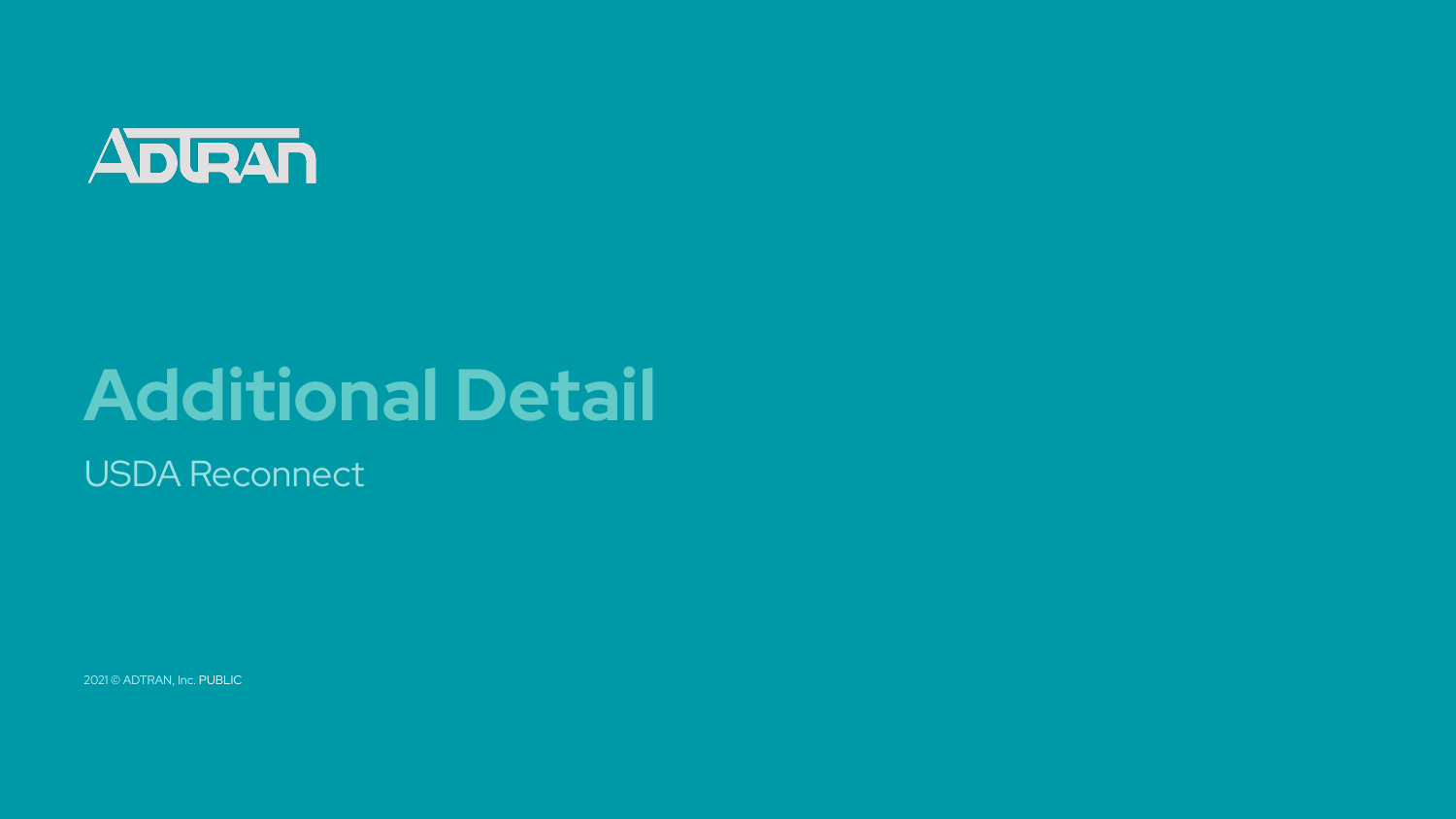# Additional Detail

USDA Reconnect

2021 © ADTRAN, Inc. PUBLIC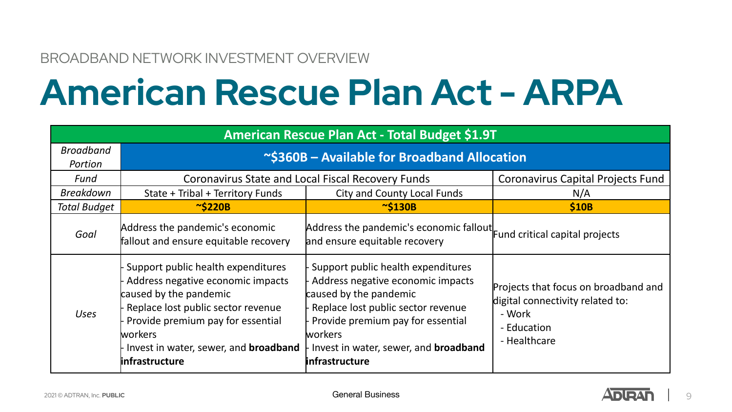BROADBAND NETWORK INVESTMENT OVERVIEW

# American Rescue Plan Act - ARPA

| American Rescue Plan Act - Total Budget $1.9T | | | |
|---|---|---|---|
| *Broadband Portion* | **~$360B – Available for Broadband Allocation** | | |
| *Fund* | Coronavirus State and Local Fiscal Recovery Funds | | Coronavirus Capital Projects Fund |
| *Breakdown* | State + Tribal + Territory Funds | City and County Local Funds | N/A |
| *Total Budget* | **~$220B** | **~$130B** | **$10B** |
| *Goal* | Address the pandemic's economic fallout and ensure equitable recovery | Address the pandemic's economic fallout and ensure equitable recovery | Fund critical capital projects |
| *Uses* | - Support public health expenditures<br>- Address negative economic impacts caused by the pandemic<br>- Replace lost public sector revenue<br>- Provide premium pay for essential workers<br>- Invest in water, sewer, and **broadband infrastructure** | - Support public health expenditures<br>- Address negative economic impacts caused by the pandemic<br>- Replace lost public sector revenue<br>- Provide premium pay for essential workers<br>- Invest in water, sewer, and **broadband infrastructure** | Projects that focus on broadband and digital connectivity related to:<br>- Work<br>- Education<br>- Healthcare |

2021 © ADTRAN, Inc. **PUBLIC**

General Business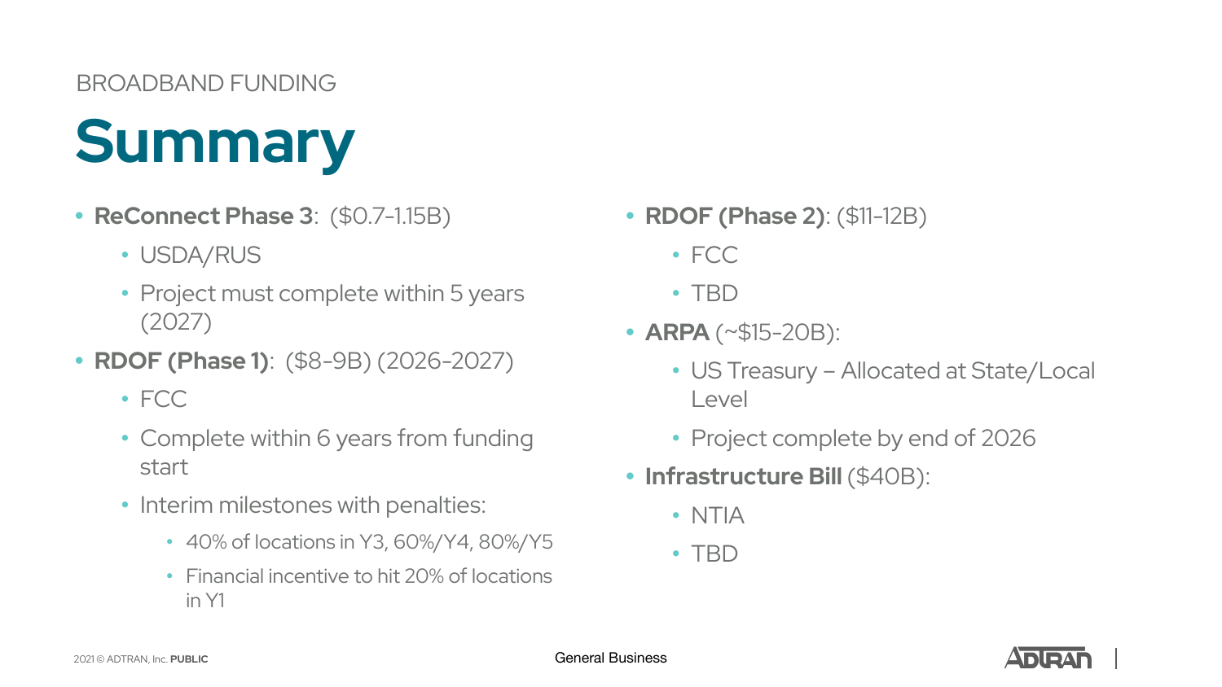BROADBAND FUNDING

# Summary

- **ReConnect Phase 3**: ($0.7-1.15B)
  - USDA/RUS
  - Project must complete within 5 years (2027)
- **RDOF (Phase 1)**: ($8-9B) (2026-2027)
  - FCC
  - Complete within 6 years from funding start
  - Interim milestones with penalties:
    - 40% of locations in Y3, 60%/Y4, 80%/Y5
    - Financial incentive to hit 20% of locations in Y1
- **RDOF (Phase 2)**: ($11-12B)
  - FCC
  - TBD
- **ARPA** (~$15-20B):
  - US Treasury – Allocated at State/Local Level
  - Project complete by end of 2026
- **Infrastructure Bill** ($40B):
  - NTIA
  - TBD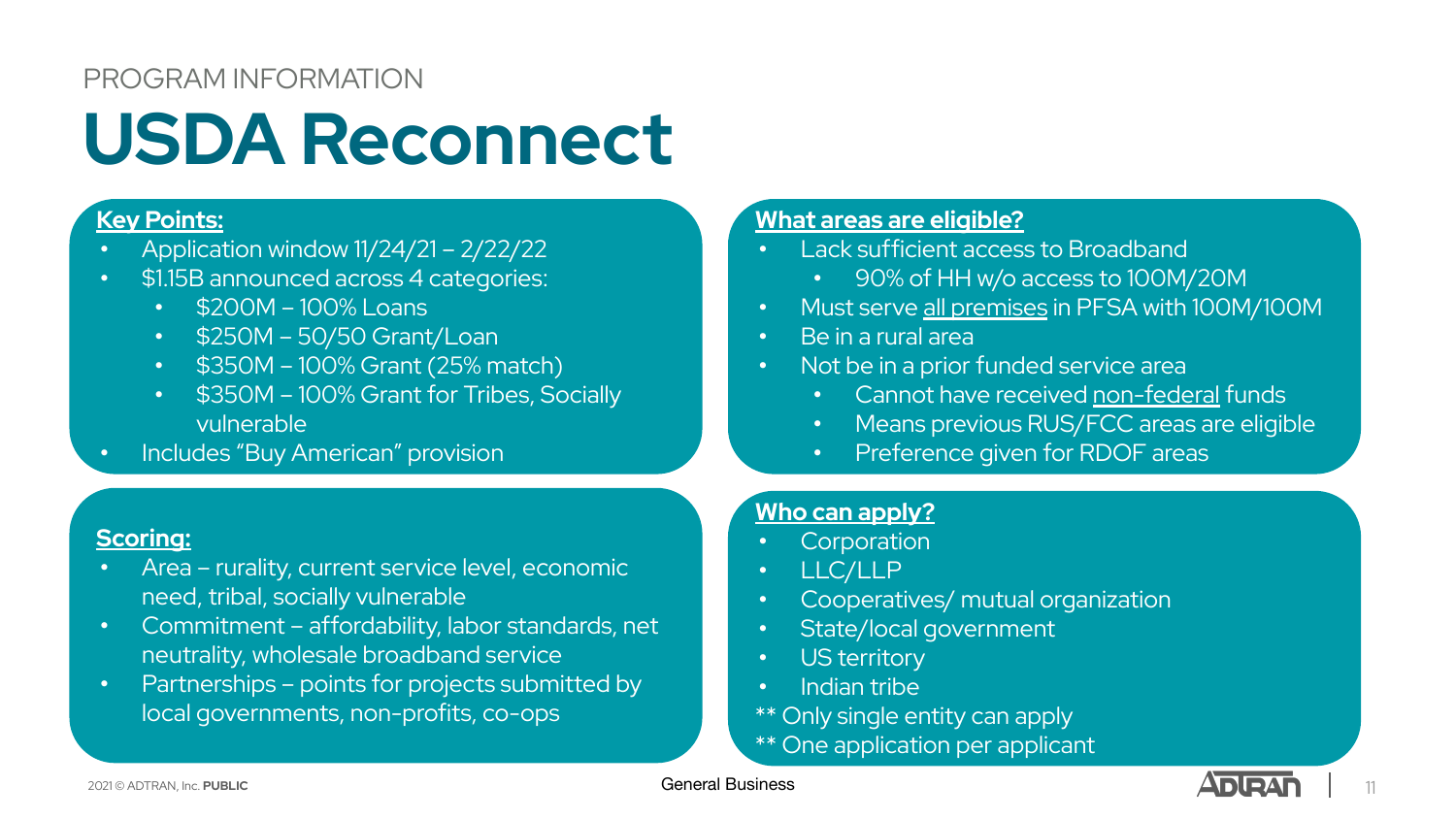PROGRAM INFORMATION

# USDA Reconnect

**Key Points:**

- Application window 11/24/21 – 2/22/22
- $1.15B announced across 4 categories:
  - $200M – 100% Loans
  - $250M – 50/50 Grant/Loan
  - $350M – 100% Grant (25% match)
  - $350M – 100% Grant for Tribes, Socially vulnerable
- Includes "Buy American" provision

**Scoring:**

- Area – rurality, current service level, economic need, tribal, socially vulnerable
- Commitment – affordability, labor standards, net neutrality, wholesale broadband service
- Partnerships – points for projects submitted by local governments, non-profits, co-ops

**What areas are eligible?**

- Lack sufficient access to Broadband
  - 90% of HH w/o access to 100M/20M
- Must serve all premises in PFSA with 100M/100M
- Be in a rural area
- Not be in a prior funded service area
  - Cannot have received non-federal funds
  - Means previous RUS/FCC areas are eligible
  - Preference given for RDOF areas

**Who can apply?**

- Corporation
- LLC/LLP
- Cooperatives/ mutual organization
- State/local government
- US territory
- Indian tribe

** Only single entity can apply

** One application per applicant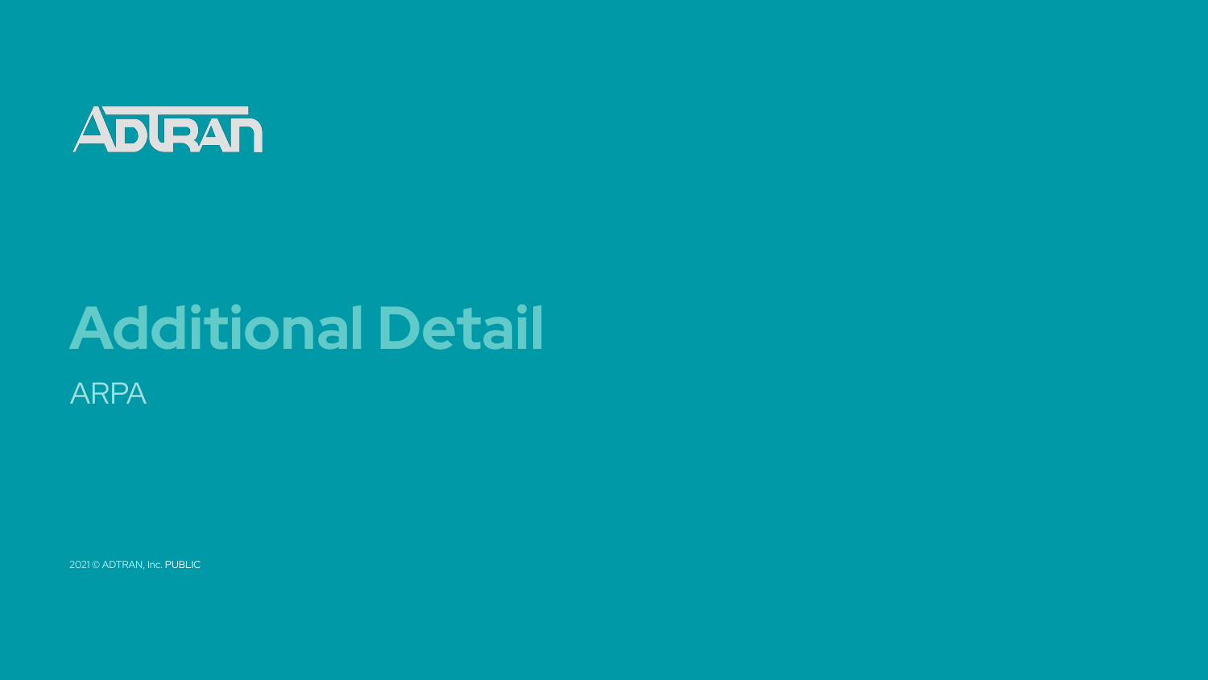ADTRAN

# Additional Detail

ARPA

2021 © ADTRAN, Inc. PUBLIC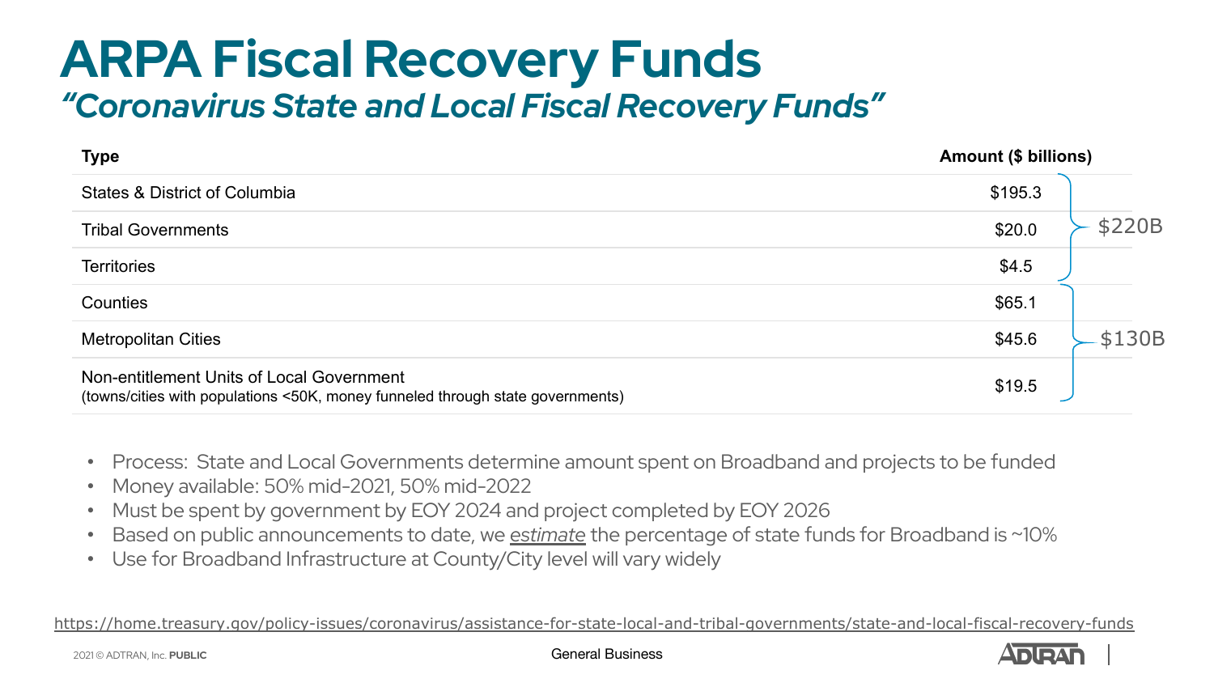# ARPA Fiscal Recovery Funds

## *"Coronavirus State and Local Fiscal Recovery Funds"*

| Type | Amount ($ billions) | |
|---|---|---|
| States & District of Columbia | $195.3 | $220B |
| Tribal Governments | $20.0 | |
| Territories | $4.5 | |
| Counties | $65.1 | $130B |
| Metropolitan Cities | $45.6 | |
| Non-entitlement Units of Local Government<br>(towns/cities with populations <50K, money funneled through state governments) | $19.5 | |

- Process: State and Local Governments determine amount spent on Broadband and projects to be funded
- Money available: 50% mid-2021, 50% mid-2022
- Must be spent by government by EOY 2024 and project completed by EOY 2026
- Based on public announcements to date, we *estimate* the percentage of state funds for Broadband is ~10%
- Use for Broadband Infrastructure at County/City level will vary widely

https://home.treasury.gov/policy-issues/coronavirus/assistance-for-state-local-and-tribal-governments/state-and-local-fiscal-recovery-funds

2021 © ADTRAN, Inc. **PUBLIC**

General Business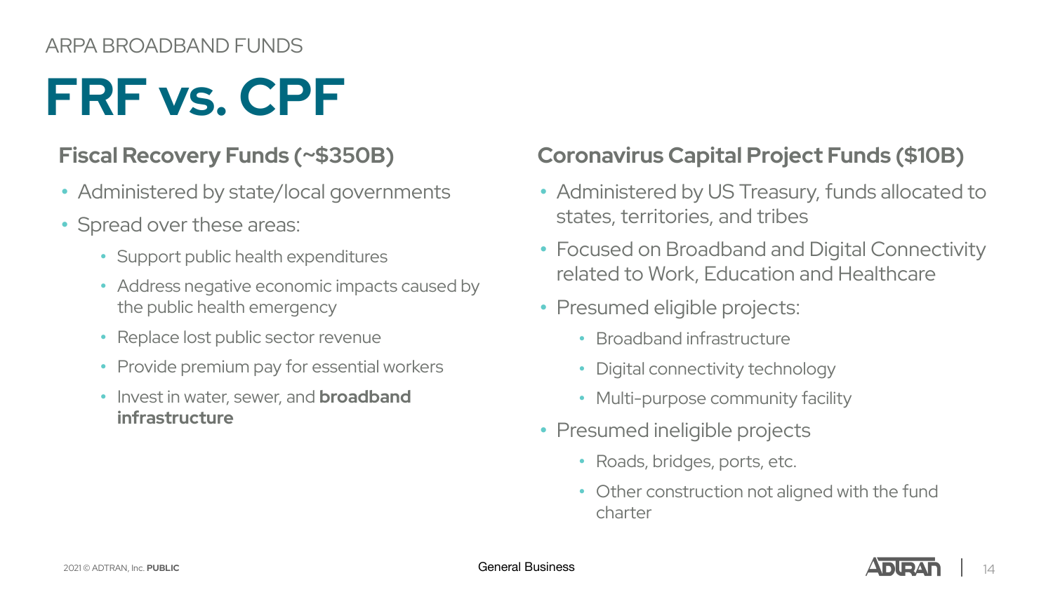ARPA BROADBAND FUNDS

# FRF vs. CPF

## Fiscal Recovery Funds (~$350B)

- Administered by state/local governments
- Spread over these areas:
  - Support public health expenditures
  - Address negative economic impacts caused by the public health emergency
  - Replace lost public sector revenue
  - Provide premium pay for essential workers
  - Invest in water, sewer, and **broadband infrastructure**

## Coronavirus Capital Project Funds ($10B)

- Administered by US Treasury, funds allocated to states, territories, and tribes
- Focused on Broadband and Digital Connectivity related to Work, Education and Healthcare
- Presumed eligible projects:
  - Broadband infrastructure
  - Digital connectivity technology
  - Multi-purpose community facility
- Presumed ineligible projects
  - Roads, bridges, ports, etc.
  - Other construction not aligned with the fund charter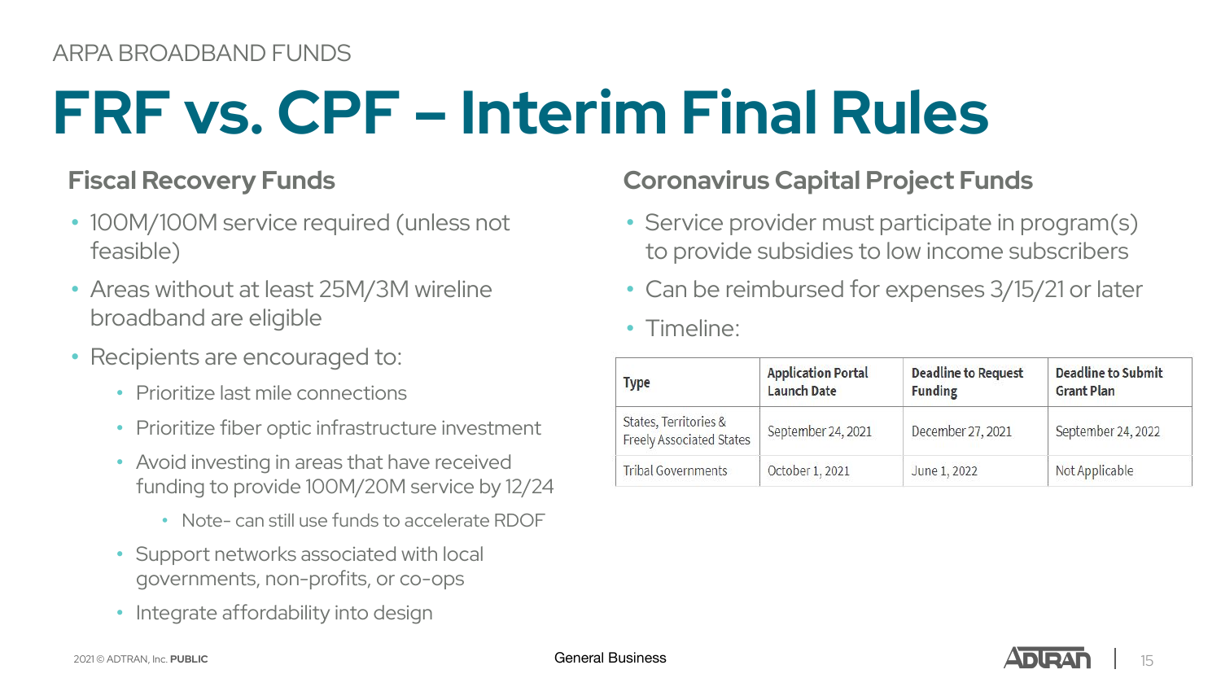ARPA BROADBAND FUNDS

# FRF vs. CPF – Interim Final Rules

## Fiscal Recovery Funds

- 100M/100M service required (unless not feasible)
- Areas without at least 25M/3M wireline broadband are eligible
- Recipients are encouraged to:
  - Prioritize last mile connections
  - Prioritize fiber optic infrastructure investment
  - Avoid investing in areas that have received funding to provide 100M/20M service by 12/24
    - Note- can still use funds to accelerate RDOF
  - Support networks associated with local governments, non-profits, or co-ops
  - Integrate affordability into design

## Coronavirus Capital Project Funds

- Service provider must participate in program(s) to provide subsidies to low income subscribers
- Can be reimbursed for expenses 3/15/21 or later
- Timeline:

| Type | Application Portal Launch Date | Deadline to Request Funding | Deadline to Submit Grant Plan |
| --- | --- | --- | --- |
| States, Territories & Freely Associated States | September 24, 2021 | December 27, 2021 | September 24, 2022 |
| Tribal Governments | October 1, 2021 | June 1, 2022 | Not Applicable |

2021 © ADTRAN, Inc. **PUBLIC**

General Business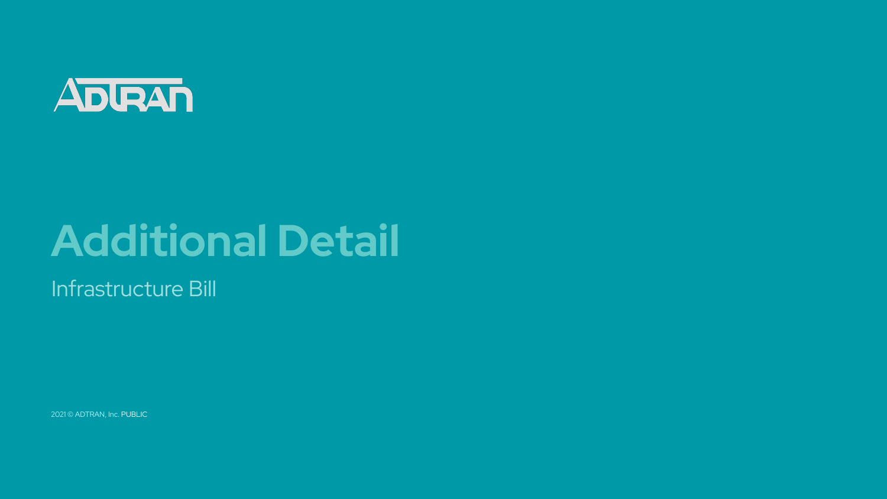ADTRAN

# Additional Detail

Infrastructure Bill

2021 © ADTRAN, Inc. PUBLIC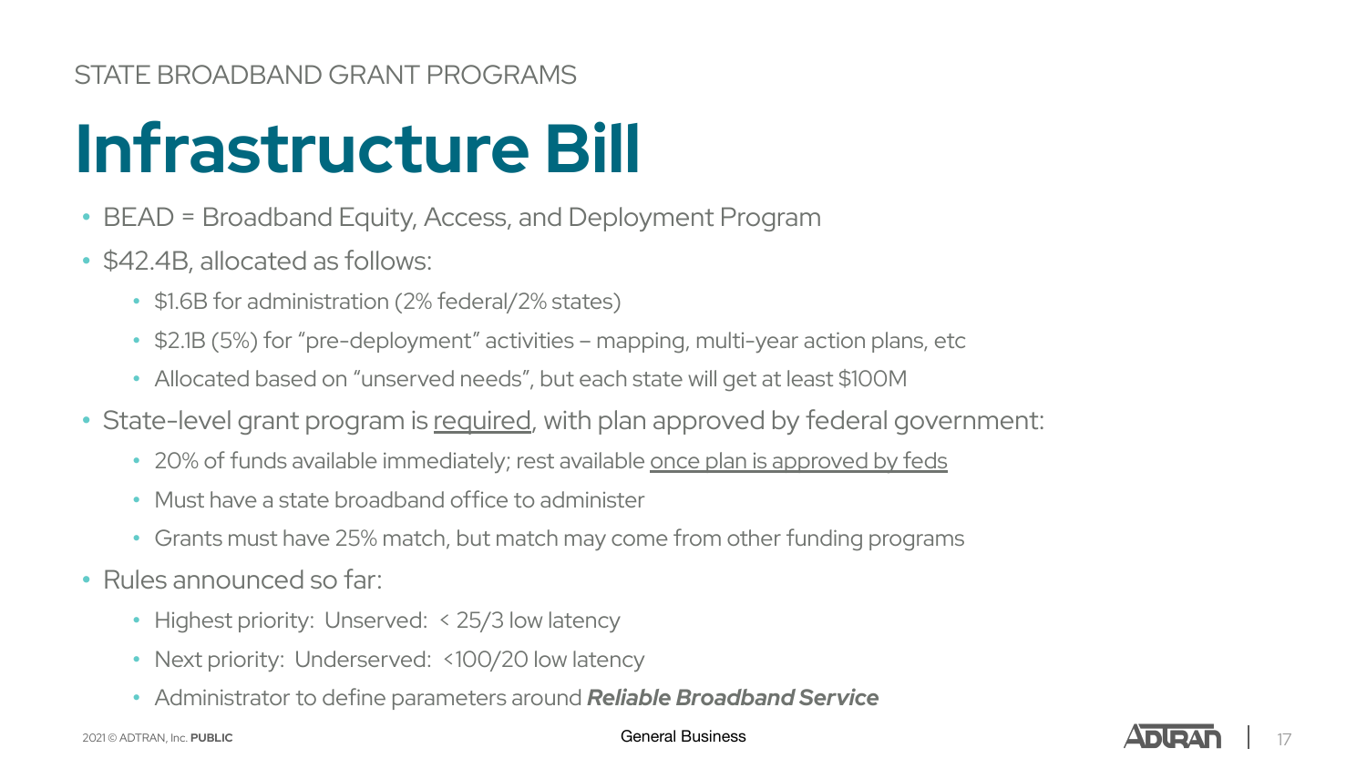STATE BROADBAND GRANT PROGRAMS

# Infrastructure Bill

- BEAD = Broadband Equity, Access, and Deployment Program
- $42.4B, allocated as follows:
  - $1.6B for administration (2% federal/2% states)
  - $2.1B (5%) for "pre-deployment" activities – mapping, multi-year action plans, etc
  - Allocated based on "unserved needs", but each state will get at least $100M
- State-level grant program is <u>required</u>, with plan approved by federal government:
  - 20% of funds available immediately; rest available <u>once plan is approved by feds</u>
  - Must have a state broadband office to administer
  - Grants must have 25% match, but match may come from other funding programs
- Rules announced so far:
  - Highest priority: Unserved: < 25/3 low latency
  - Next priority: Underserved: <100/20 low latency
  - Administrator to define parameters around ***Reliable Broadband Service***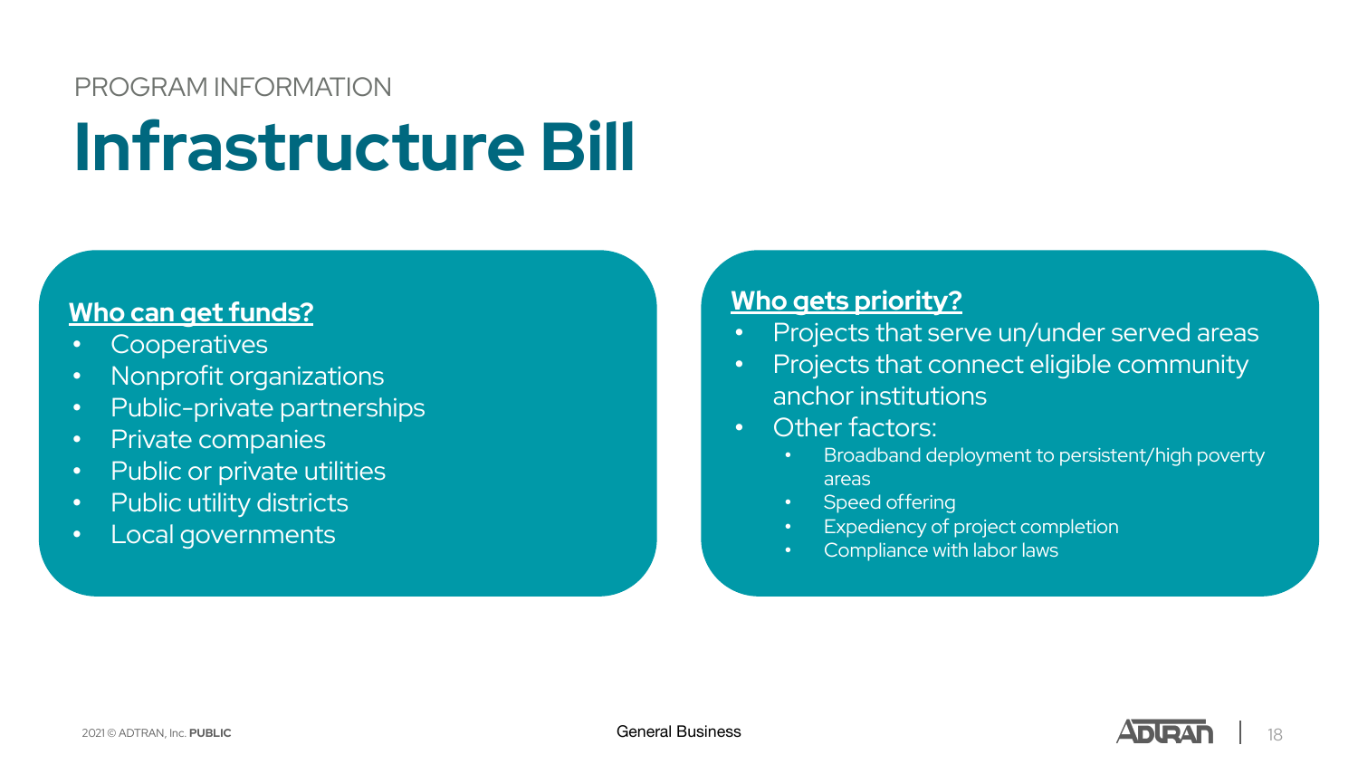PROGRAM INFORMATION

# Infrastructure Bill

**Who can get funds?**

- Cooperatives
- Nonprofit organizations
- Public-private partnerships
- Private companies
- Public or private utilities
- Public utility districts
- Local governments

**Who gets priority?**

- Projects that serve un/under served areas
- Projects that connect eligible community anchor institutions
- Other factors:
  - Broadband deployment to persistent/high poverty areas
  - Speed offering
  - Expediency of project completion
  - Compliance with labor laws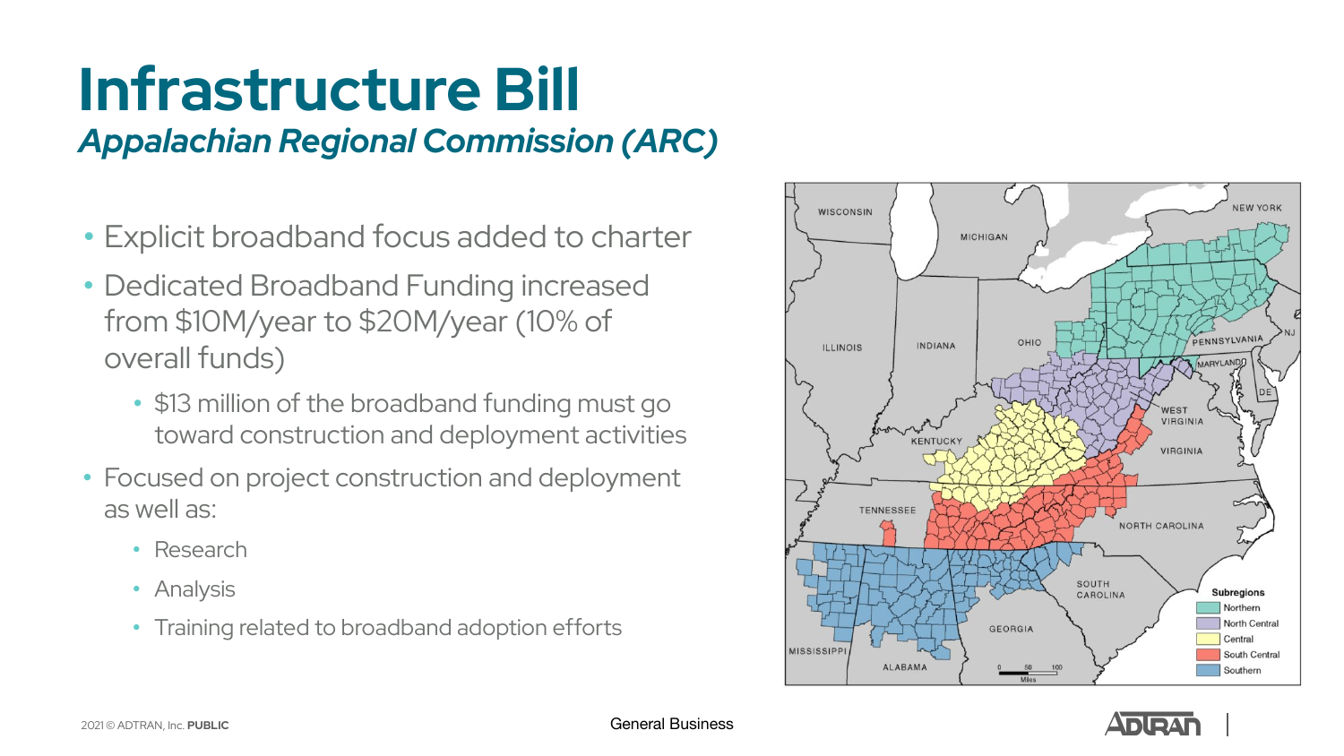# Infrastructure Bill

## *Appalachian Regional Commission (ARC)*

- Explicit broadband focus added to charter
- Dedicated Broadband Funding increased from $10M/year to $20M/year (10% of overall funds)
  - $13 million of the broadband funding must go toward construction and deployment activities
- Focused on project construction and deployment as well as:
  - Research
  - Analysis
  - Training related to broadband adoption efforts

General Business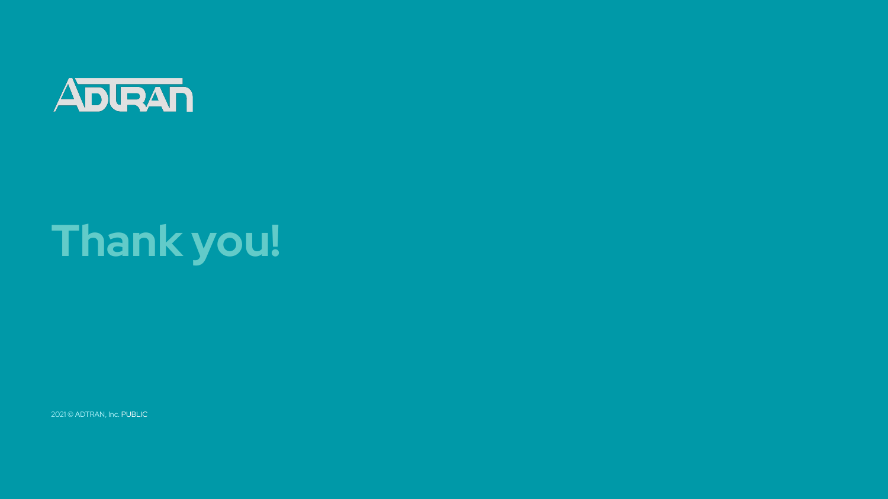ADTRAN

# Thank you!

2021 © ADTRAN, Inc. PUBLIC